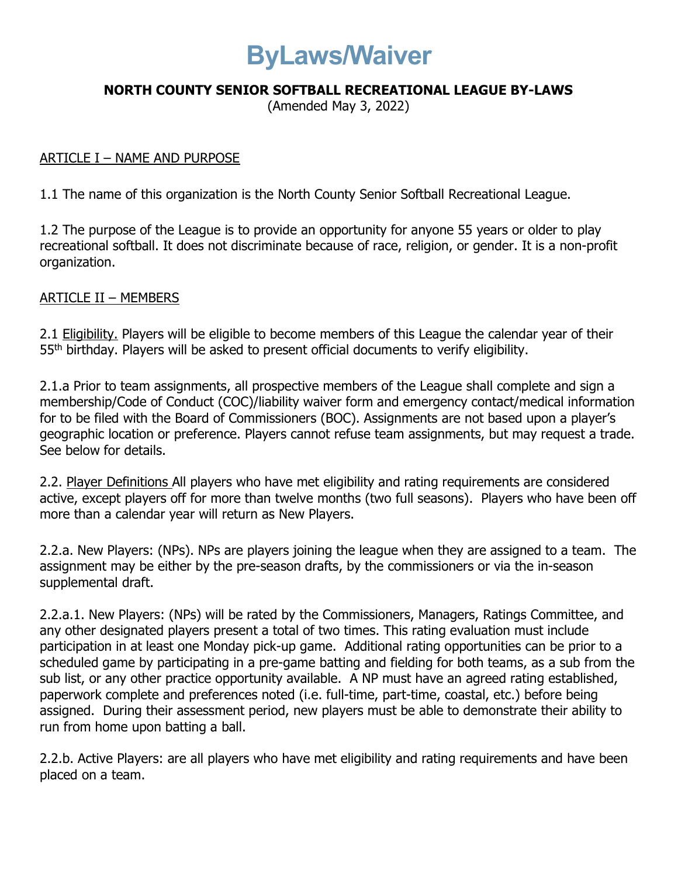# ByLaws/Waiver

**NORTH COUNTY SENIOR SOFTBALL RECREATIONAL LEAGUE BY-LAWS**

(Amended May 3, 2022)

ARTICLE I – NAME AND PURPOSE

1.1 The name of this organization is the North County Senior Softball Recreational League.

1.2 The purpose of the League is to provide an opportunity for anyone 55 years or older to play recreational softball. It does not discriminate because of race, religion, or gender. It is a non-profit organization.

ARTICLE II – MEMBERS

2.1 Eligibility. Players will be eligible to become members of this League the calendar year of their 55th birthday. Players will be asked to present official documents to verify eligibility.

2.1.a Prior to team assignments, all prospective members of the League shall complete and sign a membership/Code of Conduct (COC)/liability waiver form and emergency contact/medical information for to be filed with the Board of Commissioners (BOC). Assignments are not based upon a player's geographic location or preference. Players cannot refuse team assignments, but may request a trade. See below for details.

2.2. Player Definitions All players who have met eligibility and rating requirements are considered active, except players off for more than twelve months (two full seasons). Players who have been off more than a calendar year will return as New Players.

2.2.a. New Players: (NPs). NPs are players joining the league when they are assigned to a team. The assignment may be either by the pre-season drafts, by the commissioners or via the in-season supplemental draft.

2.2.a.1. New Players: (NPs) will be rated by the Commissioners, Managers, Ratings Committee, and any other designated players present a total of two times. This rating evaluation must include participation in at least one Monday pick-up game. Additional rating opportunities can be prior to a scheduled game by participating in a pre-game batting and fielding for both teams, as a sub from the sub list, or any other practice opportunity available. A NP must have an agreed rating established, paperwork complete and preferences noted (i.e. full-time, part-time, coastal, etc.) before being assigned. During their assessment period, new players must be able to demonstrate their ability to run from home upon batting a ball.

2.2.b. Active Players: are all players who have met eligibility and rating requirements and have been placed on a team.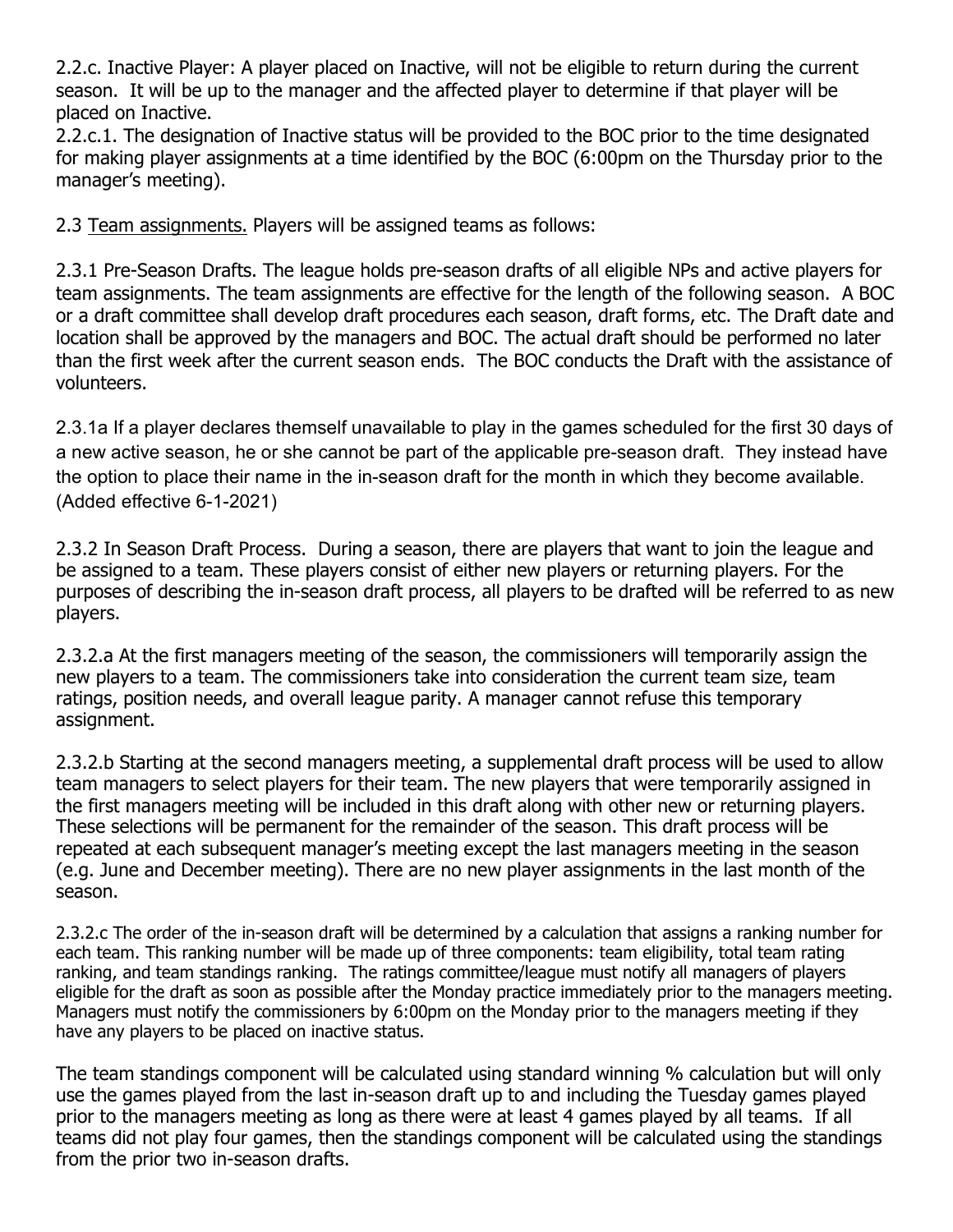2.2.c. Inactive Player: A player placed on Inactive, will not be eligible to return during the current season. It will be up to the manager and the affected player to determine if that player will be placed on Inactive.

2.2.c.1. The designation of Inactive status will be provided to the BOC prior to the time designated for making player assignments at a time identified by the BOC (6:00pm on the Thursday prior to the manager's meeting).

2.3 <u>Team assignments.</u> Players will be assigned teams as follows:

2.3.1 Pre-Season Drafts. The league holds pre-season drafts of all eligible NPs and active players for team assignments. The team assignments are effective for the length of the following season. A BOC or a draft committee shall develop draft procedures each season, draft forms, etc. The Draft date and location shall be approved by the managers and BOC. The actual draft should be performed no later than the first week after the current season ends. The BOC conducts the Draft with the assistance of volunteers.

2.3.1a If a player declares themself unavailable to play in the games scheduled for the first 30 days of a new active season, he or she cannot be part of the applicable pre-season draft. They instead have the option to place their name in the in-season draft for the month in which they become available. (Added effective 6-1-2021)

2.3.2 In Season Draft Process. During a season, there are players that want to join the league and be assigned to a team. These players consist of either new players or returning players. For the purposes of describing the in-season draft process, all players to be drafted will be referred to as new players.

2.3.2.a At the first managers meeting of the season, the commissioners will temporarily assign the new players to a team. The commissioners take into consideration the current team size, team ratings, position needs, and overall league parity. A manager cannot refuse this temporary assignment.

2.3.2.b Starting at the second managers meeting, a supplemental draft process will be used to allow team managers to select players for their team. The new players that were temporarily assigned in the first managers meeting will be included in this draft along with other new or returning players. These selections will be permanent for the remainder of the season. This draft process will be repeated at each subsequent manager's meeting except the last managers meeting in the season (e.g. June and December meeting). There are no new player assignments in the last month of the season.

2.3.2.c The order of the in-season draft will be determined by a calculation that assigns a ranking number for each team. This ranking number will be made up of three components: team eligibility, total team rating ranking, and team standings ranking. The ratings committee/league must notify all managers of players eligible for the draft as soon as possible after the Monday practice immediately prior to the managers meeting. Managers must notify the commissioners by 6:00pm on the Monday prior to the managers meeting if they have any players to be placed on inactive status.

The team standings component will be calculated using standard winning % calculation but will only use the games played from the last in-season draft up to and including the Tuesday games played prior to the managers meeting as long as there were at least 4 games played by all teams. If all teams did not play four games, then the standings component will be calculated using the standings from the prior two in-season drafts.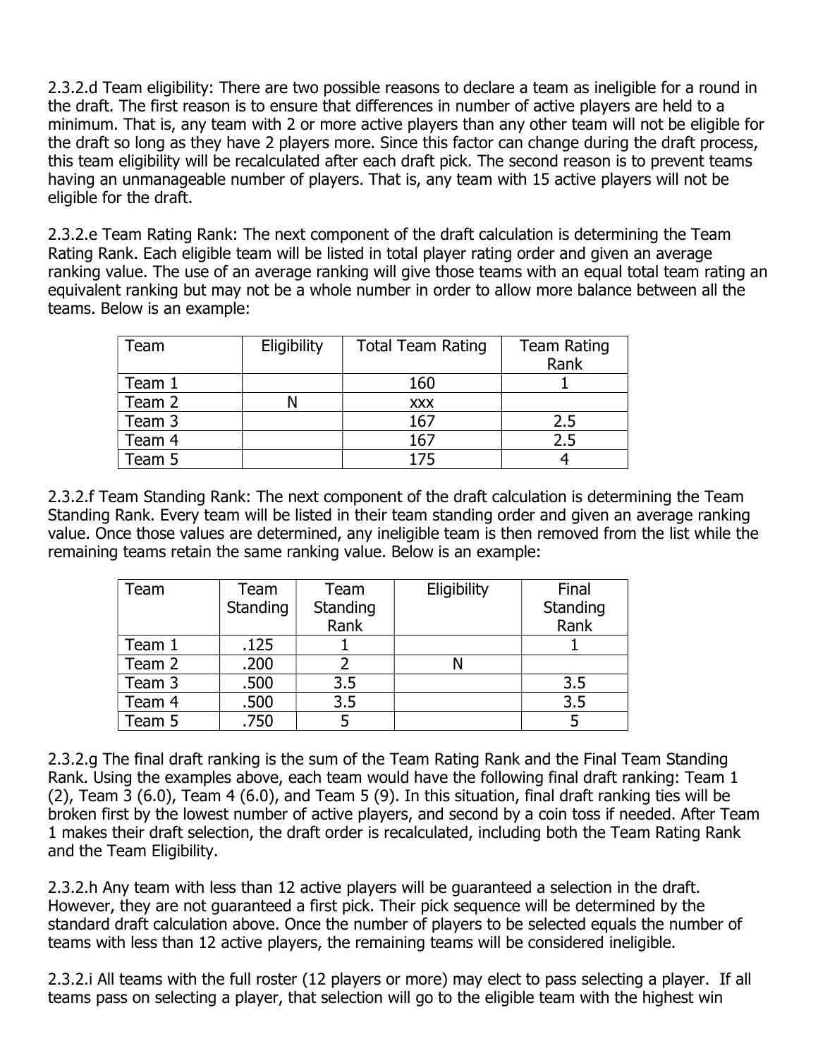2.3.2.d Team eligibility: There are two possible reasons to declare a team as ineligible for a round in the draft. The first reason is to ensure that differences in number of active players are held to a minimum. That is, any team with 2 or more active players than any other team will not be eligible for the draft so long as they have 2 players more. Since this factor can change during the draft process, this team eligibility will be recalculated after each draft pick. The second reason is to prevent teams having an unmanageable number of players. That is, any team with 15 active players will not be eligible for the draft.

2.3.2.e Team Rating Rank: The next component of the draft calculation is determining the Team Rating Rank. Each eligible team will be listed in total player rating order and given an average ranking value. The use of an average ranking will give those teams with an equal total team rating an equivalent ranking but may not be a whole number in order to allow more balance between all the teams. Below is an example:

| Team | Eligibility | Total Team Rating | Team Rating Rank |
|---|---|---|---|
| Team 1 | | 160 | 1 |
| Team 2 | N | xxx | |
| Team 3 | | 167 | 2.5 |
| Team 4 | | 167 | 2.5 |
| Team 5 | | 175 | 4 |

2.3.2.f Team Standing Rank: The next component of the draft calculation is determining the Team Standing Rank. Every team will be listed in their team standing order and given an average ranking value. Once those values are determined, any ineligible team is then removed from the list while the remaining teams retain the same ranking value. Below is an example:

| Team | Team Standing | Team Standing Rank | Eligibility | Final Standing Rank |
|---|---|---|---|---|
| Team 1 | .125 | 1 | | 1 |
| Team 2 | .200 | 2 | N | |
| Team 3 | .500 | 3.5 | | 3.5 |
| Team 4 | .500 | 3.5 | | 3.5 |
| Team 5 | .750 | 5 | | 5 |

2.3.2.g The final draft ranking is the sum of the Team Rating Rank and the Final Team Standing Rank. Using the examples above, each team would have the following final draft ranking: Team 1 (2), Team 3 (6.0), Team 4 (6.0), and Team 5 (9). In this situation, final draft ranking ties will be broken first by the lowest number of active players, and second by a coin toss if needed. After Team 1 makes their draft selection, the draft order is recalculated, including both the Team Rating Rank and the Team Eligibility.

2.3.2.h Any team with less than 12 active players will be guaranteed a selection in the draft. However, they are not guaranteed a first pick. Their pick sequence will be determined by the standard draft calculation above. Once the number of players to be selected equals the number of teams with less than 12 active players, the remaining teams will be considered ineligible.

2.3.2.i All teams with the full roster (12 players or more) may elect to pass selecting a player. If all teams pass on selecting a player, that selection will go to the eligible team with the highest win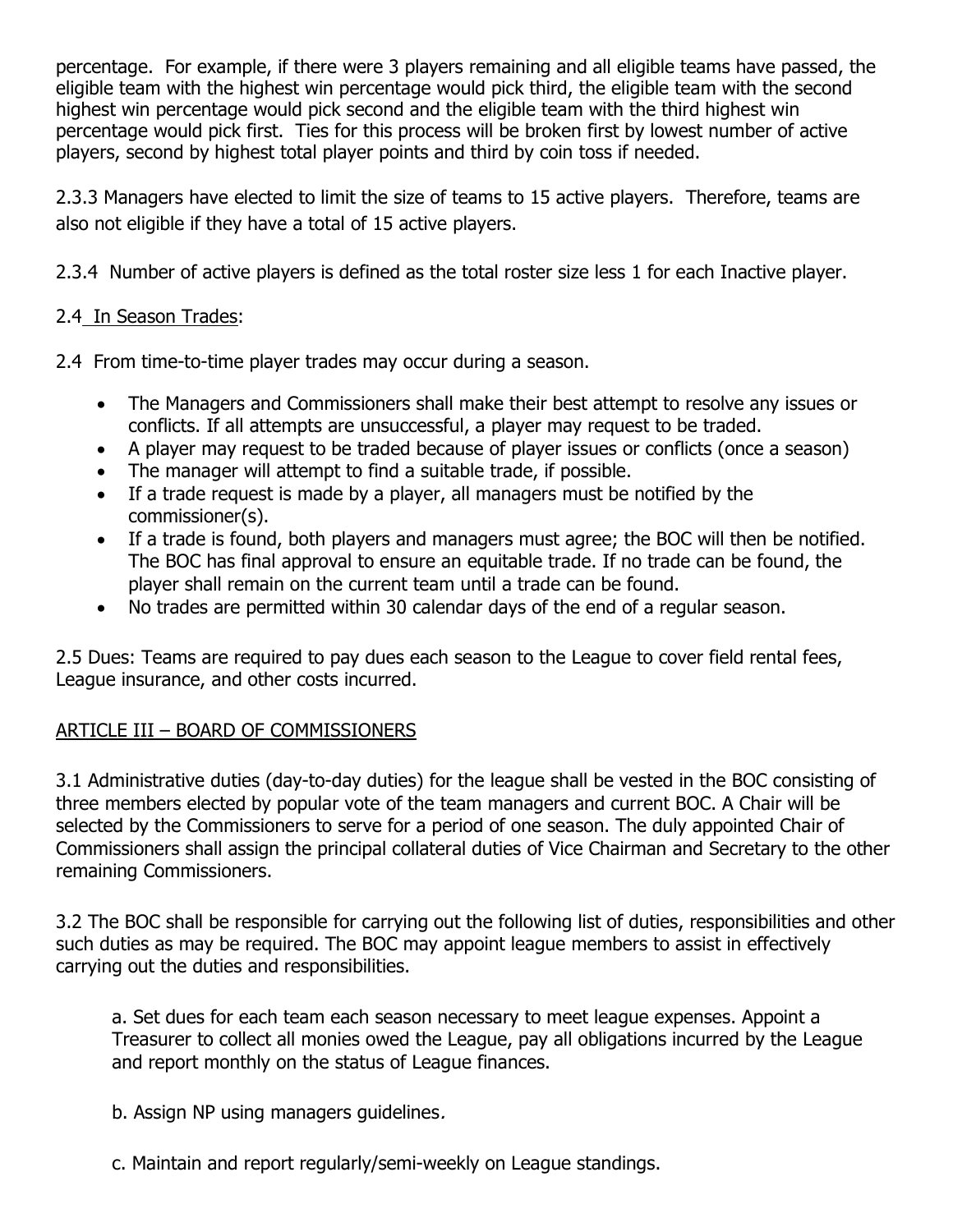percentage. For example, if there were 3 players remaining and all eligible teams have passed, the eligible team with the highest win percentage would pick third, the eligible team with the second highest win percentage would pick second and the eligible team with the third highest win percentage would pick first. Ties for this process will be broken first by lowest number of active players, second by highest total player points and third by coin toss if needed.

2.3.3 Managers have elected to limit the size of teams to 15 active players. Therefore, teams are also not eligible if they have a total of 15 active players.

2.3.4 Number of active players is defined as the total roster size less 1 for each Inactive player.

2.4 In Season Trades:

2.4 From time-to-time player trades may occur during a season.

- The Managers and Commissioners shall make their best attempt to resolve any issues or conflicts. If all attempts are unsuccessful, a player may request to be traded.
- A player may request to be traded because of player issues or conflicts (once a season)
- The manager will attempt to find a suitable trade, if possible.
- If a trade request is made by a player, all managers must be notified by the commissioner(s).
- If a trade is found, both players and managers must agree; the BOC will then be notified. The BOC has final approval to ensure an equitable trade. If no trade can be found, the player shall remain on the current team until a trade can be found.
- No trades are permitted within 30 calendar days of the end of a regular season.

2.5 Dues: Teams are required to pay dues each season to the League to cover field rental fees, League insurance, and other costs incurred.

## ARTICLE III – BOARD OF COMMISSIONERS

3.1 Administrative duties (day-to-day duties) for the league shall be vested in the BOC consisting of three members elected by popular vote of the team managers and current BOC. A Chair will be selected by the Commissioners to serve for a period of one season. The duly appointed Chair of Commissioners shall assign the principal collateral duties of Vice Chairman and Secretary to the other remaining Commissioners.

3.2 The BOC shall be responsible for carrying out the following list of duties, responsibilities and other such duties as may be required. The BOC may appoint league members to assist in effectively carrying out the duties and responsibilities.

a. Set dues for each team each season necessary to meet league expenses. Appoint a Treasurer to collect all monies owed the League, pay all obligations incurred by the League and report monthly on the status of League finances.

b. Assign NP using managers guidelines.

c. Maintain and report regularly/semi-weekly on League standings.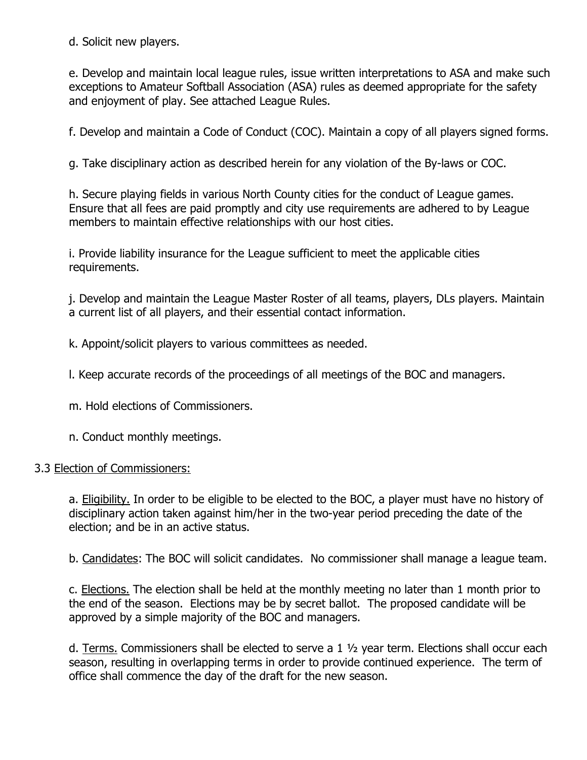d. Solicit new players.

e. Develop and maintain local league rules, issue written interpretations to ASA and make such exceptions to Amateur Softball Association (ASA) rules as deemed appropriate for the safety and enjoyment of play. See attached League Rules.

f. Develop and maintain a Code of Conduct (COC). Maintain a copy of all players signed forms.

g. Take disciplinary action as described herein for any violation of the By-laws or COC.

h. Secure playing fields in various North County cities for the conduct of League games. Ensure that all fees are paid promptly and city use requirements are adhered to by League members to maintain effective relationships with our host cities.

i. Provide liability insurance for the League sufficient to meet the applicable cities requirements.

j. Develop and maintain the League Master Roster of all teams, players, DLs players. Maintain a current list of all players, and their essential contact information.

k. Appoint/solicit players to various committees as needed.

l. Keep accurate records of the proceedings of all meetings of the BOC and managers.

m. Hold elections of Commissioners.

n. Conduct monthly meetings.

3.3 <u>Election of Commissioners:</u>

a. <u>Eligibility.</u> In order to be eligible to be elected to the BOC, a player must have no history of disciplinary action taken against him/her in the two-year period preceding the date of the election; and be in an active status.

b. <u>Candidates</u>: The BOC will solicit candidates. No commissioner shall manage a league team.

c. <u>Elections.</u> The election shall be held at the monthly meeting no later than 1 month prior to the end of the season. Elections may be by secret ballot. The proposed candidate will be approved by a simple majority of the BOC and managers.

d. <u>Terms.</u> Commissioners shall be elected to serve a 1 ½ year term. Elections shall occur each season, resulting in overlapping terms in order to provide continued experience. The term of office shall commence the day of the draft for the new season.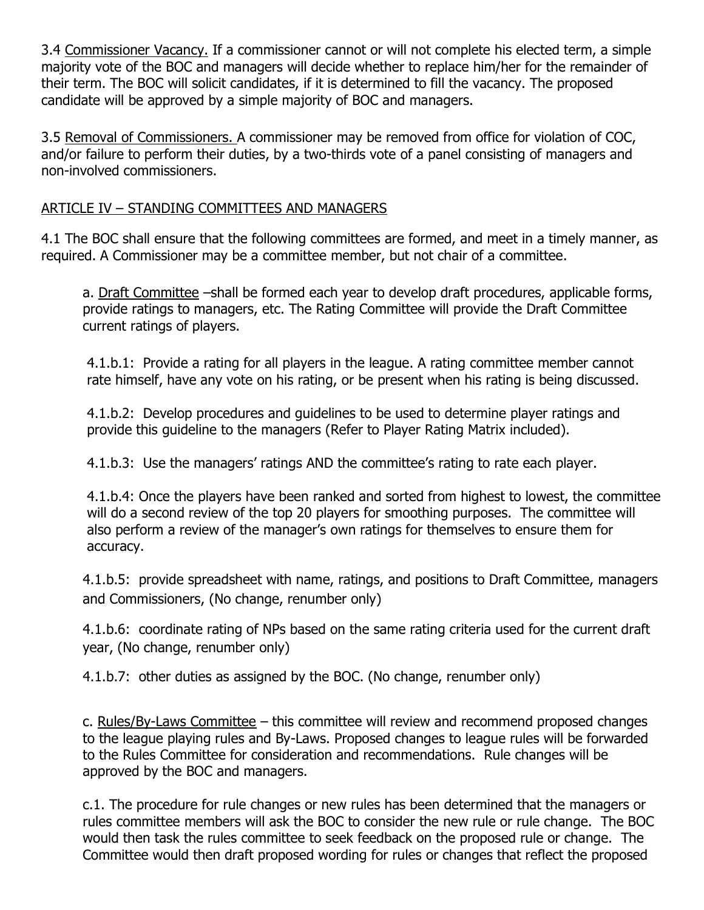3.4 Commissioner Vacancy. If a commissioner cannot or will not complete his elected term, a simple majority vote of the BOC and managers will decide whether to replace him/her for the remainder of their term. The BOC will solicit candidates, if it is determined to fill the vacancy. The proposed candidate will be approved by a simple majority of BOC and managers.

3.5 Removal of Commissioners. A commissioner may be removed from office for violation of COC, and/or failure to perform their duties, by a two-thirds vote of a panel consisting of managers and non-involved commissioners.

ARTICLE IV – STANDING COMMITTEES AND MANAGERS

4.1 The BOC shall ensure that the following committees are formed, and meet in a timely manner, as required. A Commissioner may be a committee member, but not chair of a committee.

a. Draft Committee –shall be formed each year to develop draft procedures, applicable forms, provide ratings to managers, etc. The Rating Committee will provide the Draft Committee current ratings of players.

4.1.b.1: Provide a rating for all players in the league. A rating committee member cannot rate himself, have any vote on his rating, or be present when his rating is being discussed.

4.1.b.2: Develop procedures and guidelines to be used to determine player ratings and provide this guideline to the managers (Refer to Player Rating Matrix included).

4.1.b.3: Use the managers' ratings AND the committee's rating to rate each player.

4.1.b.4: Once the players have been ranked and sorted from highest to lowest, the committee will do a second review of the top 20 players for smoothing purposes. The committee will also perform a review of the manager's own ratings for themselves to ensure them for accuracy.

4.1.b.5: provide spreadsheet with name, ratings, and positions to Draft Committee, managers and Commissioners, (No change, renumber only)

4.1.b.6: coordinate rating of NPs based on the same rating criteria used for the current draft year, (No change, renumber only)

4.1.b.7: other duties as assigned by the BOC. (No change, renumber only)

c. Rules/By-Laws Committee – this committee will review and recommend proposed changes to the league playing rules and By-Laws. Proposed changes to league rules will be forwarded to the Rules Committee for consideration and recommendations. Rule changes will be approved by the BOC and managers.

c.1. The procedure for rule changes or new rules has been determined that the managers or rules committee members will ask the BOC to consider the new rule or rule change. The BOC would then task the rules committee to seek feedback on the proposed rule or change. The Committee would then draft proposed wording for rules or changes that reflect the proposed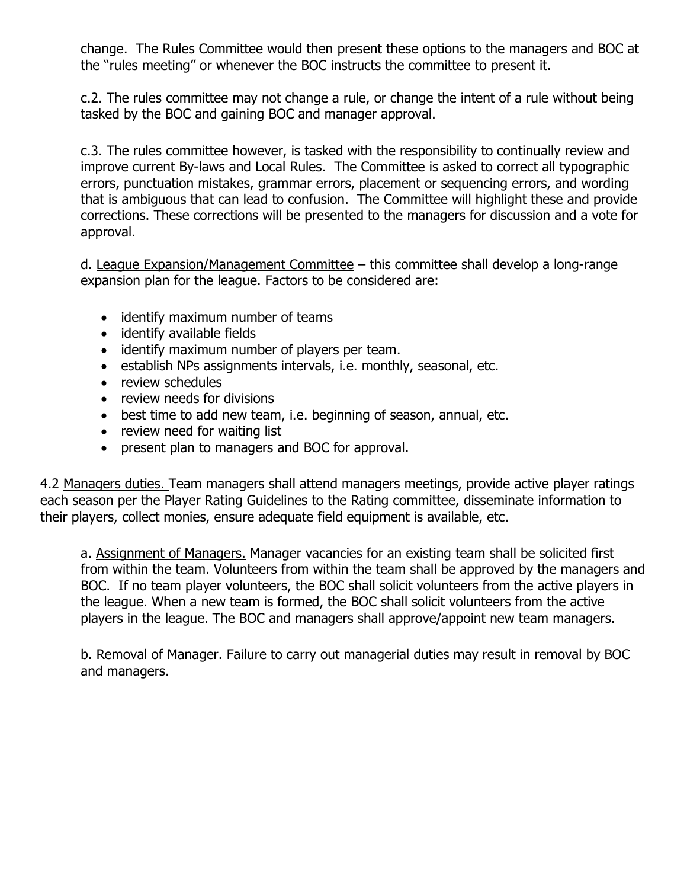change. The Rules Committee would then present these options to the managers and BOC at the "rules meeting" or whenever the BOC instructs the committee to present it.

c.2. The rules committee may not change a rule, or change the intent of a rule without being tasked by the BOC and gaining BOC and manager approval.

c.3. The rules committee however, is tasked with the responsibility to continually review and improve current By-laws and Local Rules. The Committee is asked to correct all typographic errors, punctuation mistakes, grammar errors, placement or sequencing errors, and wording that is ambiguous that can lead to confusion. The Committee will highlight these and provide corrections. These corrections will be presented to the managers for discussion and a vote for approval.

d. <u>League Expansion/Management Committee</u> – this committee shall develop a long-range expansion plan for the league. Factors to be considered are:

- identify maximum number of teams
- identify available fields
- identify maximum number of players per team.
- establish NPs assignments intervals, i.e. monthly, seasonal, etc.
- review schedules
- review needs for divisions
- best time to add new team, i.e. beginning of season, annual, etc.
- review need for waiting list
- present plan to managers and BOC for approval.

4.2 <u>Managers duties.</u> Team managers shall attend managers meetings, provide active player ratings each season per the Player Rating Guidelines to the Rating committee, disseminate information to their players, collect monies, ensure adequate field equipment is available, etc.

a. <u>Assignment of Managers.</u> Manager vacancies for an existing team shall be solicited first from within the team. Volunteers from within the team shall be approved by the managers and BOC. If no team player volunteers, the BOC shall solicit volunteers from the active players in the league. When a new team is formed, the BOC shall solicit volunteers from the active players in the league. The BOC and managers shall approve/appoint new team managers.

b. <u>Removal of Manager.</u> Failure to carry out managerial duties may result in removal by BOC and managers.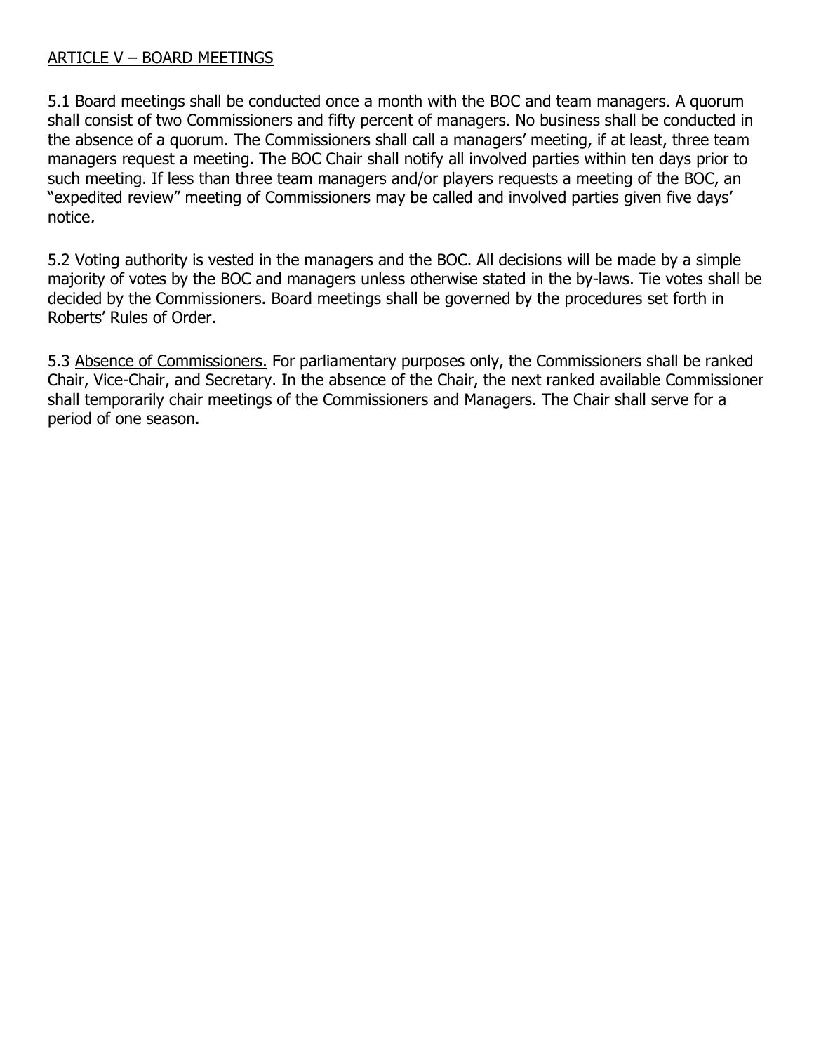## ARTICLE V – BOARD MEETINGS

5.1 Board meetings shall be conducted once a month with the BOC and team managers. A quorum shall consist of two Commissioners and fifty percent of managers. No business shall be conducted in the absence of a quorum. The Commissioners shall call a managers' meeting, if at least, three team managers request a meeting. The BOC Chair shall notify all involved parties within ten days prior to such meeting. If less than three team managers and/or players requests a meeting of the BOC, an "expedited review" meeting of Commissioners may be called and involved parties given five days' notice.

5.2 Voting authority is vested in the managers and the BOC. All decisions will be made by a simple majority of votes by the BOC and managers unless otherwise stated in the by-laws. Tie votes shall be decided by the Commissioners. Board meetings shall be governed by the procedures set forth in Roberts' Rules of Order.

5.3 Absence of Commissioners. For parliamentary purposes only, the Commissioners shall be ranked Chair, Vice-Chair, and Secretary. In the absence of the Chair, the next ranked available Commissioner shall temporarily chair meetings of the Commissioners and Managers. The Chair shall serve for a period of one season.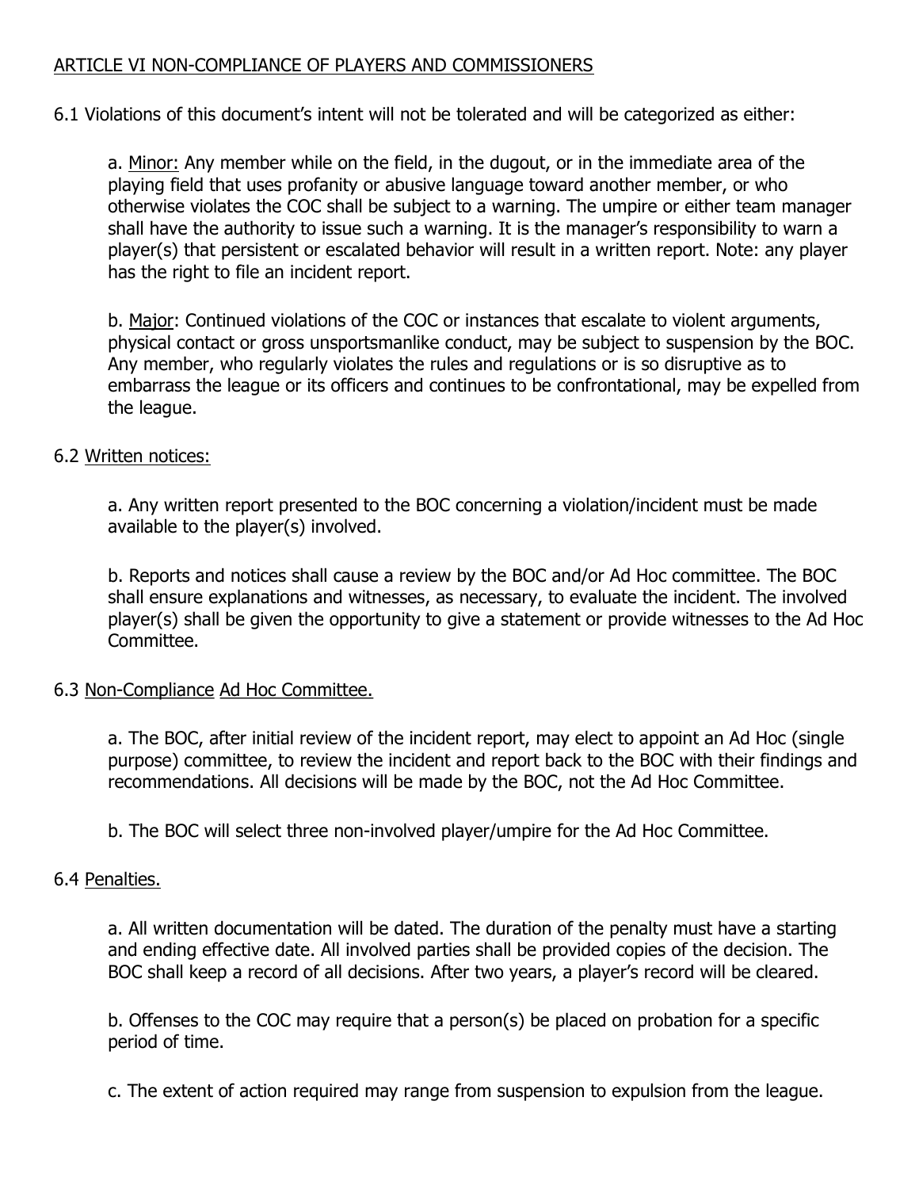## ARTICLE VI NON-COMPLIANCE OF PLAYERS AND COMMISSIONERS

6.1 Violations of this document's intent will not be tolerated and will be categorized as either:

a. Minor: Any member while on the field, in the dugout, or in the immediate area of the playing field that uses profanity or abusive language toward another member, or who otherwise violates the COC shall be subject to a warning. The umpire or either team manager shall have the authority to issue such a warning. It is the manager's responsibility to warn a player(s) that persistent or escalated behavior will result in a written report. Note: any player has the right to file an incident report.

b. Major: Continued violations of the COC or instances that escalate to violent arguments, physical contact or gross unsportsmanlike conduct, may be subject to suspension by the BOC. Any member, who regularly violates the rules and regulations or is so disruptive as to embarrass the league or its officers and continues to be confrontational, may be expelled from the league.

6.2 Written notices:

a. Any written report presented to the BOC concerning a violation/incident must be made available to the player(s) involved.

b. Reports and notices shall cause a review by the BOC and/or Ad Hoc committee. The BOC shall ensure explanations and witnesses, as necessary, to evaluate the incident. The involved player(s) shall be given the opportunity to give a statement or provide witnesses to the Ad Hoc Committee.

6.3 Non-Compliance Ad Hoc Committee.

a. The BOC, after initial review of the incident report, may elect to appoint an Ad Hoc (single purpose) committee, to review the incident and report back to the BOC with their findings and recommendations. All decisions will be made by the BOC, not the Ad Hoc Committee.

b. The BOC will select three non-involved player/umpire for the Ad Hoc Committee.

6.4 Penalties.

a. All written documentation will be dated. The duration of the penalty must have a starting and ending effective date. All involved parties shall be provided copies of the decision. The BOC shall keep a record of all decisions. After two years, a player's record will be cleared.

b. Offenses to the COC may require that a person(s) be placed on probation for a specific period of time.

c. The extent of action required may range from suspension to expulsion from the league.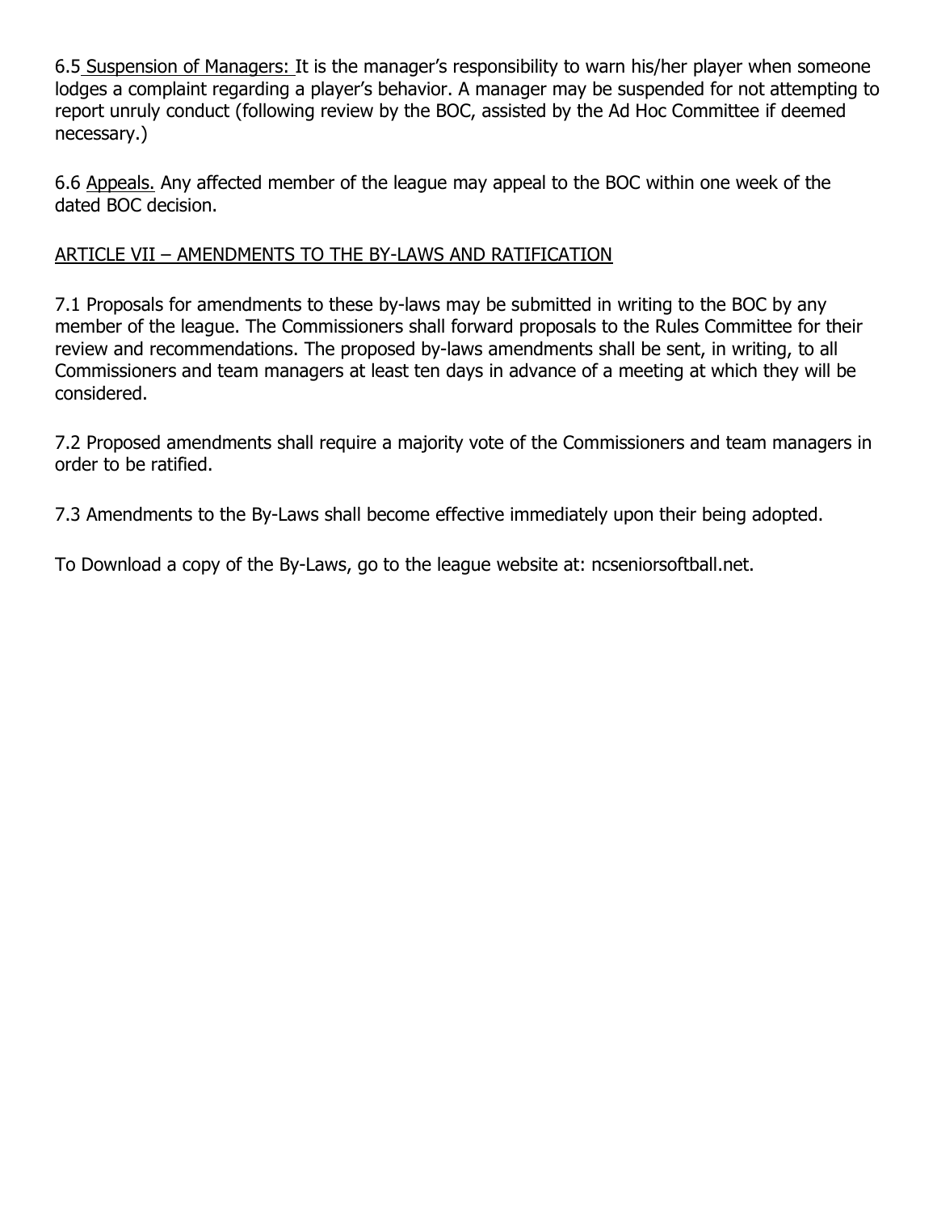6.5 Suspension of Managers: It is the manager's responsibility to warn his/her player when someone lodges a complaint regarding a player's behavior. A manager may be suspended for not attempting to report unruly conduct (following review by the BOC, assisted by the Ad Hoc Committee if deemed necessary.)

6.6 Appeals. Any affected member of the league may appeal to the BOC within one week of the dated BOC decision.

## ARTICLE VII – AMENDMENTS TO THE BY-LAWS AND RATIFICATION

7.1 Proposals for amendments to these by-laws may be submitted in writing to the BOC by any member of the league. The Commissioners shall forward proposals to the Rules Committee for their review and recommendations. The proposed by-laws amendments shall be sent, in writing, to all Commissioners and team managers at least ten days in advance of a meeting at which they will be considered.

7.2 Proposed amendments shall require a majority vote of the Commissioners and team managers in order to be ratified.

7.3 Amendments to the By-Laws shall become effective immediately upon their being adopted.

To Download a copy of the By-Laws, go to the league website at: ncseniorsoftball.net.